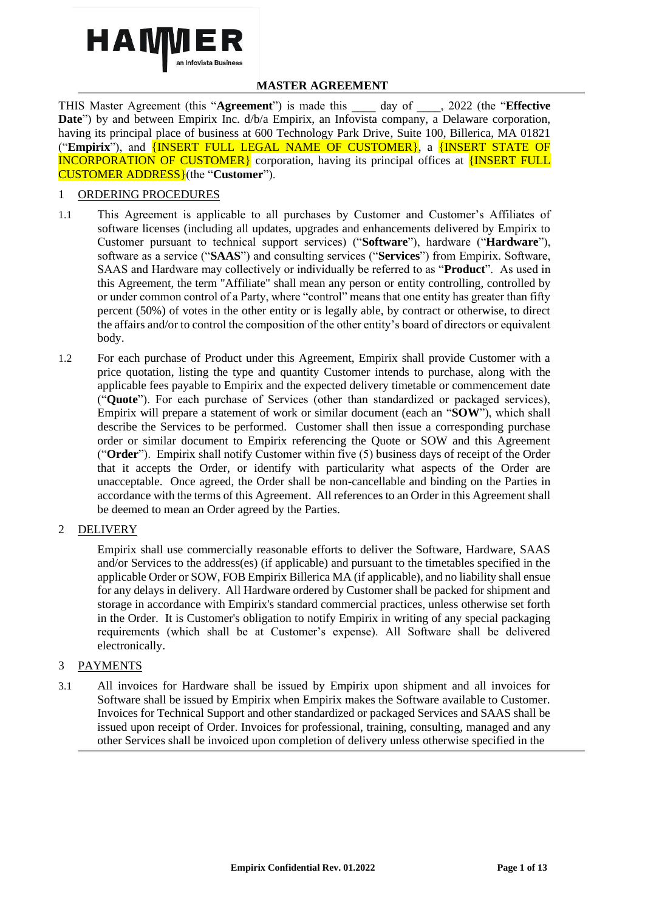# MASTER AGREEMENT

THIS Master Agreement (this "**Agreement**") is made this ____ day of ____, 2022 (the "**Effective Date**") by and between Empirix Inc. d/b/a Empirix, an Infovista company, a Delaware corporation, having its principal place of business at 600 Technology Park Drive, Suite 100, Billerica, MA 01821 ("**Empirix**"), and {INSERT FULL LEGAL NAME OF CUSTOMER}, a {INSERT STATE OF INCORPORATION OF CUSTOMER} corporation, having its principal offices at {INSERT FULL CUSTOMER ADDRESS}(the "**Customer**").

## 1 ORDERING PROCEDURES

1.1 This Agreement is applicable to all purchases by Customer and Customer's Affiliates of software licenses (including all updates, upgrades and enhancements delivered by Empirix to Customer pursuant to technical support services) ("**Software**"), hardware ("**Hardware**"), software as a service ("**SAAS**") and consulting services ("**Services**") from Empirix. Software, SAAS and Hardware may collectively or individually be referred to as "**Product**". As used in this Agreement, the term "Affiliate" shall mean any person or entity controlling, controlled by or under common control of a Party, where "control" means that one entity has greater than fifty percent (50%) of votes in the other entity or is legally able, by contract or otherwise, to direct the affairs and/or to control the composition of the other entity's board of directors or equivalent body.

1.2 For each purchase of Product under this Agreement, Empirix shall provide Customer with a price quotation, listing the type and quantity Customer intends to purchase, along with the applicable fees payable to Empirix and the expected delivery timetable or commencement date ("**Quote**"). For each purchase of Services (other than standardized or packaged services), Empirix will prepare a statement of work or similar document (each an "**SOW**"), which shall describe the Services to be performed. Customer shall then issue a corresponding purchase order or similar document to Empirix referencing the Quote or SOW and this Agreement ("**Order**"). Empirix shall notify Customer within five (5) business days of receipt of the Order that it accepts the Order, or identify with particularity what aspects of the Order are unacceptable. Once agreed, the Order shall be non-cancellable and binding on the Parties in accordance with the terms of this Agreement. All references to an Order in this Agreement shall be deemed to mean an Order agreed by the Parties.

## 2 DELIVERY

Empirix shall use commercially reasonable efforts to deliver the Software, Hardware, SAAS and/or Services to the address(es) (if applicable) and pursuant to the timetables specified in the applicable Order or SOW, FOB Empirix Billerica MA (if applicable), and no liability shall ensue for any delays in delivery. All Hardware ordered by Customer shall be packed for shipment and storage in accordance with Empirix's standard commercial practices, unless otherwise set forth in the Order. It is Customer's obligation to notify Empirix in writing of any special packaging requirements (which shall be at Customer's expense). All Software shall be delivered electronically.

## 3 PAYMENTS

3.1 All invoices for Hardware shall be issued by Empirix upon shipment and all invoices for Software shall be issued by Empirix when Empirix makes the Software available to Customer. Invoices for Technical Support and other standardized or packaged Services and SAAS shall be issued upon receipt of Order. Invoices for professional, training, consulting, managed and any other Services shall be invoiced upon completion of delivery unless otherwise specified in the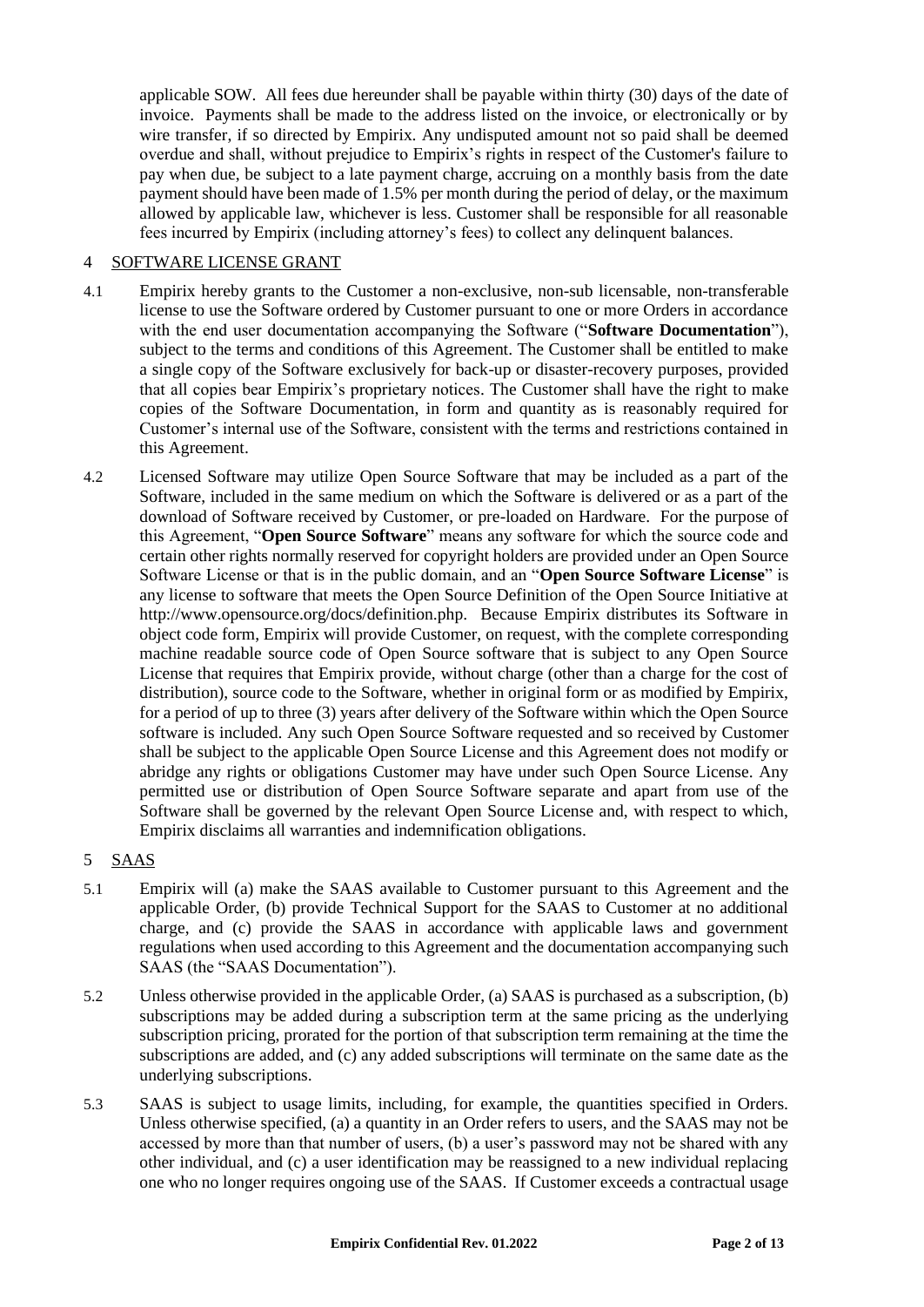applicable SOW. All fees due hereunder shall be payable within thirty (30) days of the date of invoice. Payments shall be made to the address listed on the invoice, or electronically or by wire transfer, if so directed by Empirix. Any undisputed amount not so paid shall be deemed overdue and shall, without prejudice to Empirix's rights in respect of the Customer's failure to pay when due, be subject to a late payment charge, accruing on a monthly basis from the date payment should have been made of 1.5% per month during the period of delay, or the maximum allowed by applicable law, whichever is less. Customer shall be responsible for all reasonable fees incurred by Empirix (including attorney's fees) to collect any delinquent balances.

## 4 SOFTWARE LICENSE GRANT

4.1 Empirix hereby grants to the Customer a non-exclusive, non-sub licensable, non-transferable license to use the Software ordered by Customer pursuant to one or more Orders in accordance with the end user documentation accompanying the Software ("**Software Documentation**"), subject to the terms and conditions of this Agreement. The Customer shall be entitled to make a single copy of the Software exclusively for back-up or disaster-recovery purposes, provided that all copies bear Empirix's proprietary notices. The Customer shall have the right to make copies of the Software Documentation, in form and quantity as is reasonably required for Customer's internal use of the Software, consistent with the terms and restrictions contained in this Agreement.

4.2 Licensed Software may utilize Open Source Software that may be included as a part of the Software, included in the same medium on which the Software is delivered or as a part of the download of Software received by Customer, or pre-loaded on Hardware. For the purpose of this Agreement, "**Open Source Software**" means any software for which the source code and certain other rights normally reserved for copyright holders are provided under an Open Source Software License or that is in the public domain, and an "**Open Source Software License**" is any license to software that meets the Open Source Definition of the Open Source Initiative at http://www.opensource.org/docs/definition.php. Because Empirix distributes its Software in object code form, Empirix will provide Customer, on request, with the complete corresponding machine readable source code of Open Source software that is subject to any Open Source License that requires that Empirix provide, without charge (other than a charge for the cost of distribution), source code to the Software, whether in original form or as modified by Empirix, for a period of up to three (3) years after delivery of the Software within which the Open Source software is included. Any such Open Source Software requested and so received by Customer shall be subject to the applicable Open Source License and this Agreement does not modify or abridge any rights or obligations Customer may have under such Open Source License. Any permitted use or distribution of Open Source Software separate and apart from use of the Software shall be governed by the relevant Open Source License and, with respect to which, Empirix disclaims all warranties and indemnification obligations.

## 5 SAAS

5.1 Empirix will (a) make the SAAS available to Customer pursuant to this Agreement and the applicable Order, (b) provide Technical Support for the SAAS to Customer at no additional charge, and (c) provide the SAAS in accordance with applicable laws and government regulations when used according to this Agreement and the documentation accompanying such SAAS (the "SAAS Documentation").

5.2 Unless otherwise provided in the applicable Order, (a) SAAS is purchased as a subscription, (b) subscriptions may be added during a subscription term at the same pricing as the underlying subscription pricing, prorated for the portion of that subscription term remaining at the time the subscriptions are added, and (c) any added subscriptions will terminate on the same date as the underlying subscriptions.

5.3 SAAS is subject to usage limits, including, for example, the quantities specified in Orders. Unless otherwise specified, (a) a quantity in an Order refers to users, and the SAAS may not be accessed by more than that number of users, (b) a user's password may not be shared with any other individual, and (c) a user identification may be reassigned to a new individual replacing one who no longer requires ongoing use of the SAAS. If Customer exceeds a contractual usage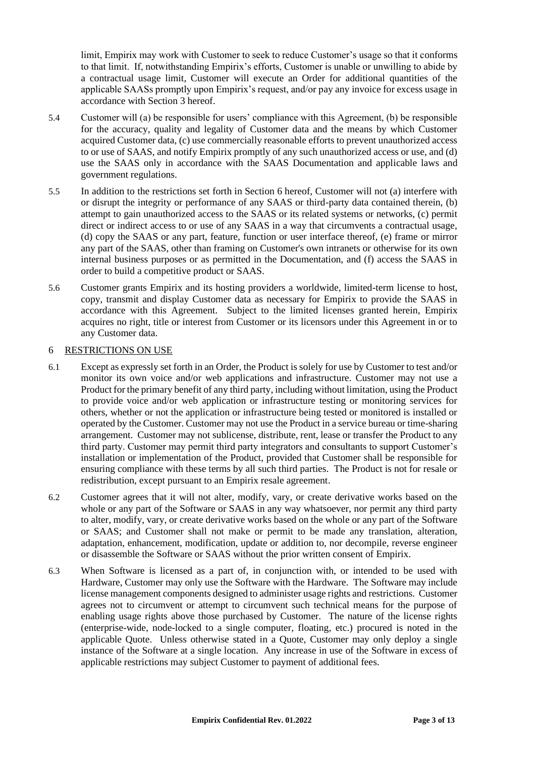limit, Empirix may work with Customer to seek to reduce Customer's usage so that it conforms to that limit. If, notwithstanding Empirix's efforts, Customer is unable or unwilling to abide by a contractual usage limit, Customer will execute an Order for additional quantities of the applicable SAASs promptly upon Empirix's request, and/or pay any invoice for excess usage in accordance with Section 3 hereof.

5.4 Customer will (a) be responsible for users' compliance with this Agreement, (b) be responsible for the accuracy, quality and legality of Customer data and the means by which Customer acquired Customer data, (c) use commercially reasonable efforts to prevent unauthorized access to or use of SAAS, and notify Empirix promptly of any such unauthorized access or use, and (d) use the SAAS only in accordance with the SAAS Documentation and applicable laws and government regulations.

5.5 In addition to the restrictions set forth in Section 6 hereof, Customer will not (a) interfere with or disrupt the integrity or performance of any SAAS or third-party data contained therein, (b) attempt to gain unauthorized access to the SAAS or its related systems or networks, (c) permit direct or indirect access to or use of any SAAS in a way that circumvents a contractual usage, (d) copy the SAAS or any part, feature, function or user interface thereof, (e) frame or mirror any part of the SAAS, other than framing on Customer's own intranets or otherwise for its own internal business purposes or as permitted in the Documentation, and (f) access the SAAS in order to build a competitive product or SAAS.

5.6 Customer grants Empirix and its hosting providers a worldwide, limited-term license to host, copy, transmit and display Customer data as necessary for Empirix to provide the SAAS in accordance with this Agreement. Subject to the limited licenses granted herein, Empirix acquires no right, title or interest from Customer or its licensors under this Agreement in or to any Customer data.

## 6 RESTRICTIONS ON USE

6.1 Except as expressly set forth in an Order, the Product is solely for use by Customer to test and/or monitor its own voice and/or web applications and infrastructure. Customer may not use a Product for the primary benefit of any third party, including without limitation, using the Product to provide voice and/or web application or infrastructure testing or monitoring services for others, whether or not the application or infrastructure being tested or monitored is installed or operated by the Customer. Customer may not use the Product in a service bureau or time-sharing arrangement. Customer may not sublicense, distribute, rent, lease or transfer the Product to any third party. Customer may permit third party integrators and consultants to support Customer's installation or implementation of the Product, provided that Customer shall be responsible for ensuring compliance with these terms by all such third parties. The Product is not for resale or redistribution, except pursuant to an Empirix resale agreement.

6.2 Customer agrees that it will not alter, modify, vary, or create derivative works based on the whole or any part of the Software or SAAS in any way whatsoever, nor permit any third party to alter, modify, vary, or create derivative works based on the whole or any part of the Software or SAAS; and Customer shall not make or permit to be made any translation, alteration, adaptation, enhancement, modification, update or addition to, nor decompile, reverse engineer or disassemble the Software or SAAS without the prior written consent of Empirix.

6.3 When Software is licensed as a part of, in conjunction with, or intended to be used with Hardware, Customer may only use the Software with the Hardware. The Software may include license management components designed to administer usage rights and restrictions. Customer agrees not to circumvent or attempt to circumvent such technical means for the purpose of enabling usage rights above those purchased by Customer. The nature of the license rights (enterprise-wide, node-locked to a single computer, floating, etc.) procured is noted in the applicable Quote. Unless otherwise stated in a Quote, Customer may only deploy a single instance of the Software at a single location. Any increase in use of the Software in excess of applicable restrictions may subject Customer to payment of additional fees.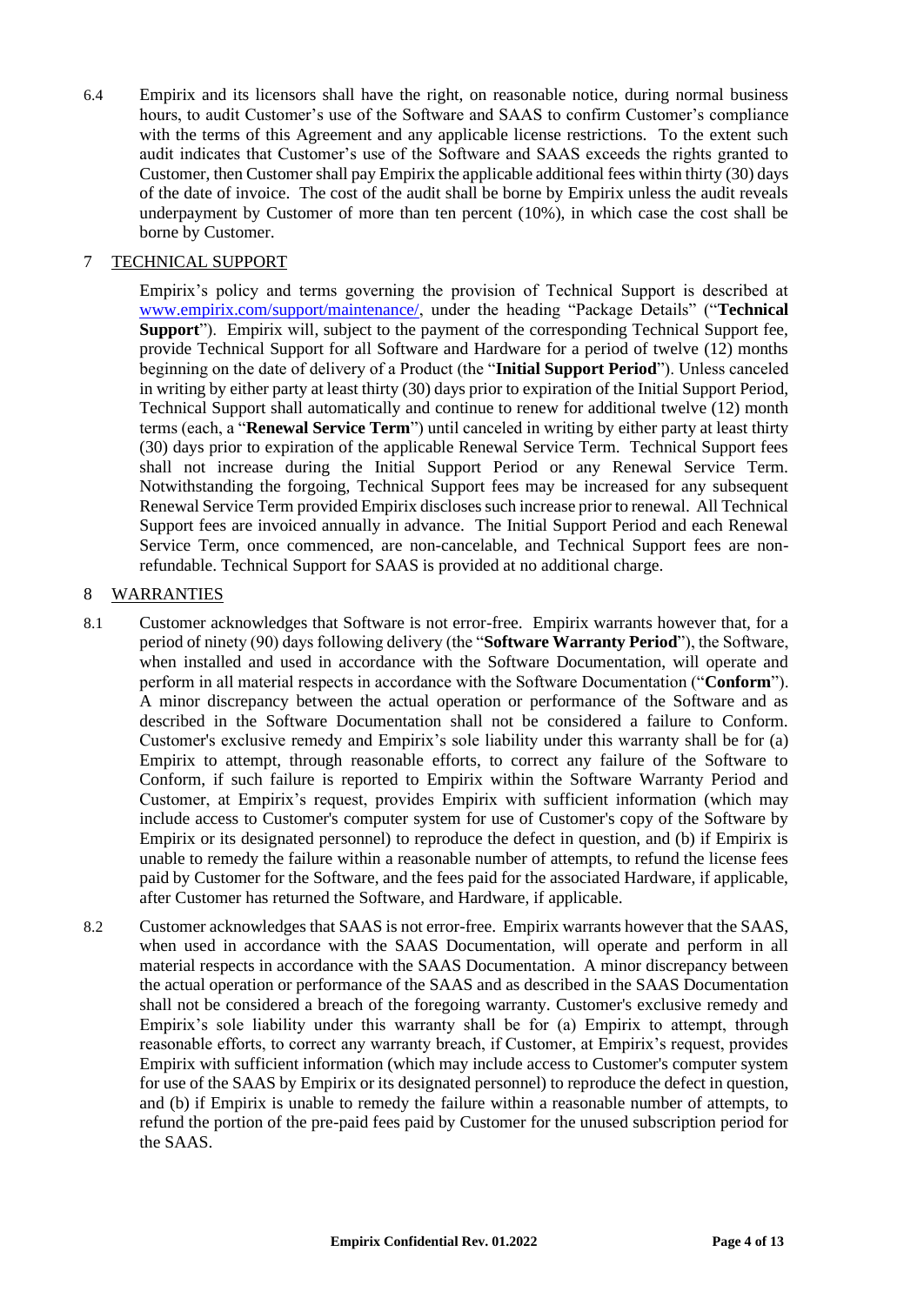6.4 Empirix and its licensors shall have the right, on reasonable notice, during normal business hours, to audit Customer's use of the Software and SAAS to confirm Customer's compliance with the terms of this Agreement and any applicable license restrictions. To the extent such audit indicates that Customer's use of the Software and SAAS exceeds the rights granted to Customer, then Customer shall pay Empirix the applicable additional fees within thirty (30) days of the date of invoice. The cost of the audit shall be borne by Empirix unless the audit reveals underpayment by Customer of more than ten percent (10%), in which case the cost shall be borne by Customer.

## 7 TECHNICAL SUPPORT

Empirix's policy and terms governing the provision of Technical Support is described at www.empirix.com/support/maintenance/, under the heading "Package Details" ("**Technical Support**"). Empirix will, subject to the payment of the corresponding Technical Support fee, provide Technical Support for all Software and Hardware for a period of twelve (12) months beginning on the date of delivery of a Product (the "**Initial Support Period**"). Unless canceled in writing by either party at least thirty (30) days prior to expiration of the Initial Support Period, Technical Support shall automatically and continue to renew for additional twelve (12) month terms (each, a "**Renewal Service Term**") until canceled in writing by either party at least thirty (30) days prior to expiration of the applicable Renewal Service Term. Technical Support fees shall not increase during the Initial Support Period or any Renewal Service Term. Notwithstanding the forgoing, Technical Support fees may be increased for any subsequent Renewal Service Term provided Empirix discloses such increase prior to renewal. All Technical Support fees are invoiced annually in advance. The Initial Support Period and each Renewal Service Term, once commenced, are non-cancelable, and Technical Support fees are non-refundable. Technical Support for SAAS is provided at no additional charge.

## 8 WARRANTIES

8.1 Customer acknowledges that Software is not error-free. Empirix warrants however that, for a period of ninety (90) days following delivery (the "**Software Warranty Period**"), the Software, when installed and used in accordance with the Software Documentation, will operate and perform in all material respects in accordance with the Software Documentation ("**Conform**"). A minor discrepancy between the actual operation or performance of the Software and as described in the Software Documentation shall not be considered a failure to Conform. Customer's exclusive remedy and Empirix's sole liability under this warranty shall be for (a) Empirix to attempt, through reasonable efforts, to correct any failure of the Software to Conform, if such failure is reported to Empirix within the Software Warranty Period and Customer, at Empirix's request, provides Empirix with sufficient information (which may include access to Customer's computer system for use of Customer's copy of the Software by Empirix or its designated personnel) to reproduce the defect in question, and (b) if Empirix is unable to remedy the failure within a reasonable number of attempts, to refund the license fees paid by Customer for the Software, and the fees paid for the associated Hardware, if applicable, after Customer has returned the Software, and Hardware, if applicable.

8.2 Customer acknowledges that SAAS is not error-free. Empirix warrants however that the SAAS, when used in accordance with the SAAS Documentation, will operate and perform in all material respects in accordance with the SAAS Documentation. A minor discrepancy between the actual operation or performance of the SAAS and as described in the SAAS Documentation shall not be considered a breach of the foregoing warranty. Customer's exclusive remedy and Empirix's sole liability under this warranty shall be for (a) Empirix to attempt, through reasonable efforts, to correct any warranty breach, if Customer, at Empirix's request, provides Empirix with sufficient information (which may include access to Customer's computer system for use of the SAAS by Empirix or its designated personnel) to reproduce the defect in question, and (b) if Empirix is unable to remedy the failure within a reasonable number of attempts, to refund the portion of the pre-paid fees paid by Customer for the unused subscription period for the SAAS.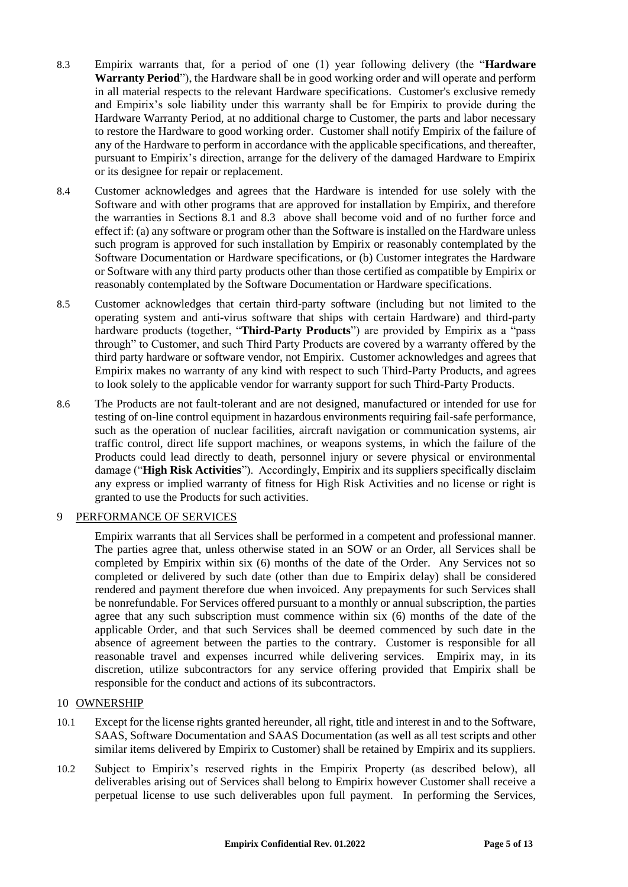8.3 Empirix warrants that, for a period of one (1) year following delivery (the "**Hardware Warranty Period**"), the Hardware shall be in good working order and will operate and perform in all material respects to the relevant Hardware specifications. Customer's exclusive remedy and Empirix's sole liability under this warranty shall be for Empirix to provide during the Hardware Warranty Period, at no additional charge to Customer, the parts and labor necessary to restore the Hardware to good working order. Customer shall notify Empirix of the failure of any of the Hardware to perform in accordance with the applicable specifications, and thereafter, pursuant to Empirix's direction, arrange for the delivery of the damaged Hardware to Empirix or its designee for repair or replacement.

8.4 Customer acknowledges and agrees that the Hardware is intended for use solely with the Software and with other programs that are approved for installation by Empirix, and therefore the warranties in Sections 8.1 and 8.3 above shall become void and of no further force and effect if: (a) any software or program other than the Software is installed on the Hardware unless such program is approved for such installation by Empirix or reasonably contemplated by the Software Documentation or Hardware specifications, or (b) Customer integrates the Hardware or Software with any third party products other than those certified as compatible by Empirix or reasonably contemplated by the Software Documentation or Hardware specifications.

8.5 Customer acknowledges that certain third-party software (including but not limited to the operating system and anti-virus software that ships with certain Hardware) and third-party hardware products (together, "**Third-Party Products**") are provided by Empirix as a "pass through" to Customer, and such Third Party Products are covered by a warranty offered by the third party hardware or software vendor, not Empirix. Customer acknowledges and agrees that Empirix makes no warranty of any kind with respect to such Third-Party Products, and agrees to look solely to the applicable vendor for warranty support for such Third-Party Products.

8.6 The Products are not fault-tolerant and are not designed, manufactured or intended for use for testing of on-line control equipment in hazardous environments requiring fail-safe performance, such as the operation of nuclear facilities, aircraft navigation or communication systems, air traffic control, direct life support machines, or weapons systems, in which the failure of the Products could lead directly to death, personnel injury or severe physical or environmental damage ("**High Risk Activities**"). Accordingly, Empirix and its suppliers specifically disclaim any express or implied warranty of fitness for High Risk Activities and no license or right is granted to use the Products for such activities.

## 9 PERFORMANCE OF SERVICES

Empirix warrants that all Services shall be performed in a competent and professional manner. The parties agree that, unless otherwise stated in an SOW or an Order, all Services shall be completed by Empirix within six (6) months of the date of the Order. Any Services not so completed or delivered by such date (other than due to Empirix delay) shall be considered rendered and payment therefore due when invoiced. Any prepayments for such Services shall be nonrefundable. For Services offered pursuant to a monthly or annual subscription, the parties agree that any such subscription must commence within six (6) months of the date of the applicable Order, and that such Services shall be deemed commenced by such date in the absence of agreement between the parties to the contrary. Customer is responsible for all reasonable travel and expenses incurred while delivering services. Empirix may, in its discretion, utilize subcontractors for any service offering provided that Empirix shall be responsible for the conduct and actions of its subcontractors.

## 10 OWNERSHIP

10.1 Except for the license rights granted hereunder, all right, title and interest in and to the Software, SAAS, Software Documentation and SAAS Documentation (as well as all test scripts and other similar items delivered by Empirix to Customer) shall be retained by Empirix and its suppliers.

10.2 Subject to Empirix's reserved rights in the Empirix Property (as described below), all deliverables arising out of Services shall belong to Empirix however Customer shall receive a perpetual license to use such deliverables upon full payment. In performing the Services,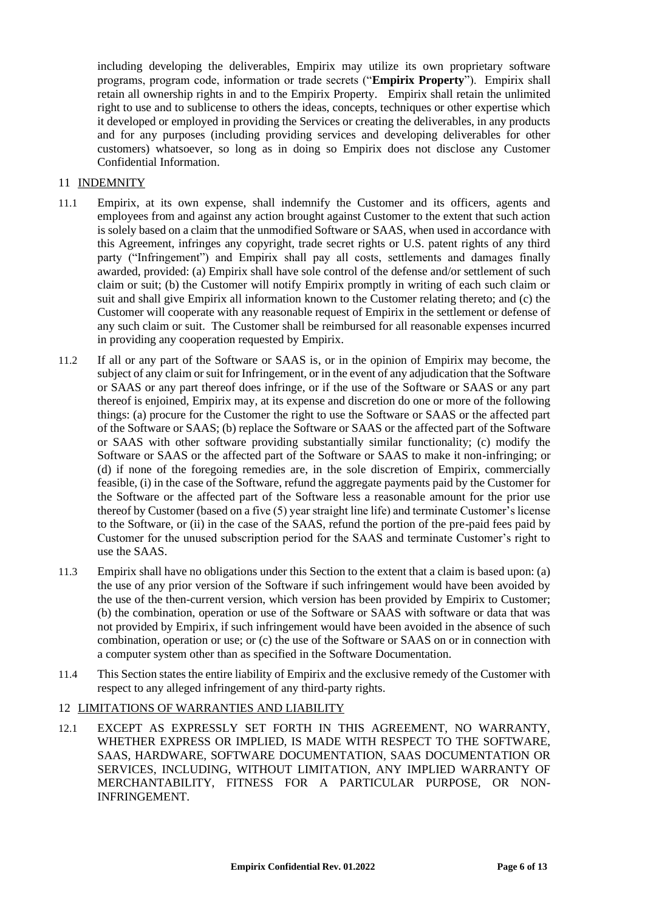including developing the deliverables, Empirix may utilize its own proprietary software programs, program code, information or trade secrets ("**Empirix Property**"). Empirix shall retain all ownership rights in and to the Empirix Property. Empirix shall retain the unlimited right to use and to sublicense to others the ideas, concepts, techniques or other expertise which it developed or employed in providing the Services or creating the deliverables, in any products and for any purposes (including providing services and developing deliverables for other customers) whatsoever, so long as in doing so Empirix does not disclose any Customer Confidential Information.

## 11 INDEMNITY

11.1 Empirix, at its own expense, shall indemnify the Customer and its officers, agents and employees from and against any action brought against Customer to the extent that such action is solely based on a claim that the unmodified Software or SAAS, when used in accordance with this Agreement, infringes any copyright, trade secret rights or U.S. patent rights of any third party ("Infringement") and Empirix shall pay all costs, settlements and damages finally awarded, provided: (a) Empirix shall have sole control of the defense and/or settlement of such claim or suit; (b) the Customer will notify Empirix promptly in writing of each such claim or suit and shall give Empirix all information known to the Customer relating thereto; and (c) the Customer will cooperate with any reasonable request of Empirix in the settlement or defense of any such claim or suit. The Customer shall be reimbursed for all reasonable expenses incurred in providing any cooperation requested by Empirix.

11.2 If all or any part of the Software or SAAS is, or in the opinion of Empirix may become, the subject of any claim or suit for Infringement, or in the event of any adjudication that the Software or SAAS or any part thereof does infringe, or if the use of the Software or SAAS or any part thereof is enjoined, Empirix may, at its expense and discretion do one or more of the following things: (a) procure for the Customer the right to use the Software or SAAS or the affected part of the Software or SAAS; (b) replace the Software or SAAS or the affected part of the Software or SAAS with other software providing substantially similar functionality; (c) modify the Software or SAAS or the affected part of the Software or SAAS to make it non-infringing; or (d) if none of the foregoing remedies are, in the sole discretion of Empirix, commercially feasible, (i) in the case of the Software, refund the aggregate payments paid by the Customer for the Software or the affected part of the Software less a reasonable amount for the prior use thereof by Customer (based on a five (5) year straight line life) and terminate Customer's license to the Software, or (ii) in the case of the SAAS, refund the portion of the pre-paid fees paid by Customer for the unused subscription period for the SAAS and terminate Customer's right to use the SAAS.

11.3 Empirix shall have no obligations under this Section to the extent that a claim is based upon: (a) the use of any prior version of the Software if such infringement would have been avoided by the use of the then-current version, which version has been provided by Empirix to Customer; (b) the combination, operation or use of the Software or SAAS with software or data that was not provided by Empirix, if such infringement would have been avoided in the absence of such combination, operation or use; or (c) the use of the Software or SAAS on or in connection with a computer system other than as specified in the Software Documentation.

11.4 This Section states the entire liability of Empirix and the exclusive remedy of the Customer with respect to any alleged infringement of any third-party rights.

## 12 LIMITATIONS OF WARRANTIES AND LIABILITY

12.1 EXCEPT AS EXPRESSLY SET FORTH IN THIS AGREEMENT, NO WARRANTY, WHETHER EXPRESS OR IMPLIED, IS MADE WITH RESPECT TO THE SOFTWARE, SAAS, HARDWARE, SOFTWARE DOCUMENTATION, SAAS DOCUMENTATION OR SERVICES, INCLUDING, WITHOUT LIMITATION, ANY IMPLIED WARRANTY OF MERCHANTABILITY, FITNESS FOR A PARTICULAR PURPOSE, OR NON-INFRINGEMENT.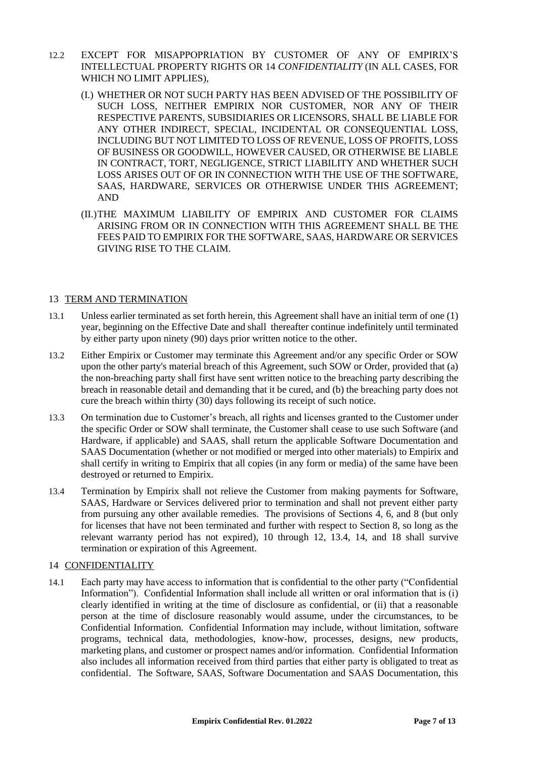12.2 EXCEPT FOR MISAPPOPRIATION BY CUSTOMER OF ANY OF EMPIRIX'S INTELLECTUAL PROPERTY RIGHTS OR 14 *CONFIDENTIALITY* (IN ALL CASES, FOR WHICH NO LIMIT APPLIES),

(I.) WHETHER OR NOT SUCH PARTY HAS BEEN ADVISED OF THE POSSIBILITY OF SUCH LOSS, NEITHER EMPIRIX NOR CUSTOMER, NOR ANY OF THEIR RESPECTIVE PARENTS, SUBSIDIARIES OR LICENSORS, SHALL BE LIABLE FOR ANY OTHER INDIRECT, SPECIAL, INCIDENTAL OR CONSEQUENTIAL LOSS, INCLUDING BUT NOT LIMITED TO LOSS OF REVENUE, LOSS OF PROFITS, LOSS OF BUSINESS OR GOODWILL, HOWEVER CAUSED, OR OTHERWISE BE LIABLE IN CONTRACT, TORT, NEGLIGENCE, STRICT LIABILITY AND WHETHER SUCH LOSS ARISES OUT OF OR IN CONNECTION WITH THE USE OF THE SOFTWARE, SAAS, HARDWARE, SERVICES OR OTHERWISE UNDER THIS AGREEMENT; AND

(II.) THE MAXIMUM LIABILITY OF EMPIRIX AND CUSTOMER FOR CLAIMS ARISING FROM OR IN CONNECTION WITH THIS AGREEMENT SHALL BE THE FEES PAID TO EMPIRIX FOR THE SOFTWARE, SAAS, HARDWARE OR SERVICES GIVING RISE TO THE CLAIM.

## 13 TERM AND TERMINATION

13.1 Unless earlier terminated as set forth herein, this Agreement shall have an initial term of one (1) year, beginning on the Effective Date and shall thereafter continue indefinitely until terminated by either party upon ninety (90) days prior written notice to the other.

13.2 Either Empirix or Customer may terminate this Agreement and/or any specific Order or SOW upon the other party's material breach of this Agreement, such SOW or Order, provided that (a) the non-breaching party shall first have sent written notice to the breaching party describing the breach in reasonable detail and demanding that it be cured, and (b) the breaching party does not cure the breach within thirty (30) days following its receipt of such notice.

13.3 On termination due to Customer's breach, all rights and licenses granted to the Customer under the specific Order or SOW shall terminate, the Customer shall cease to use such Software (and Hardware, if applicable) and SAAS, shall return the applicable Software Documentation and SAAS Documentation (whether or not modified or merged into other materials) to Empirix and shall certify in writing to Empirix that all copies (in any form or media) of the same have been destroyed or returned to Empirix.

13.4 Termination by Empirix shall not relieve the Customer from making payments for Software, SAAS, Hardware or Services delivered prior to termination and shall not prevent either party from pursuing any other available remedies. The provisions of Sections 4, 6, and 8 (but only for licenses that have not been terminated and further with respect to Section 8, so long as the relevant warranty period has not expired), 10 through 12, 13.4, 14, and 18 shall survive termination or expiration of this Agreement.

## 14 CONFIDENTIALITY

14.1 Each party may have access to information that is confidential to the other party ("Confidential Information"). Confidential Information shall include all written or oral information that is (i) clearly identified in writing at the time of disclosure as confidential, or (ii) that a reasonable person at the time of disclosure reasonably would assume, under the circumstances, to be Confidential Information. Confidential Information may include, without limitation, software programs, technical data, methodologies, know-how, processes, designs, new products, marketing plans, and customer or prospect names and/or information. Confidential Information also includes all information received from third parties that either party is obligated to treat as confidential. The Software, SAAS, Software Documentation and SAAS Documentation, this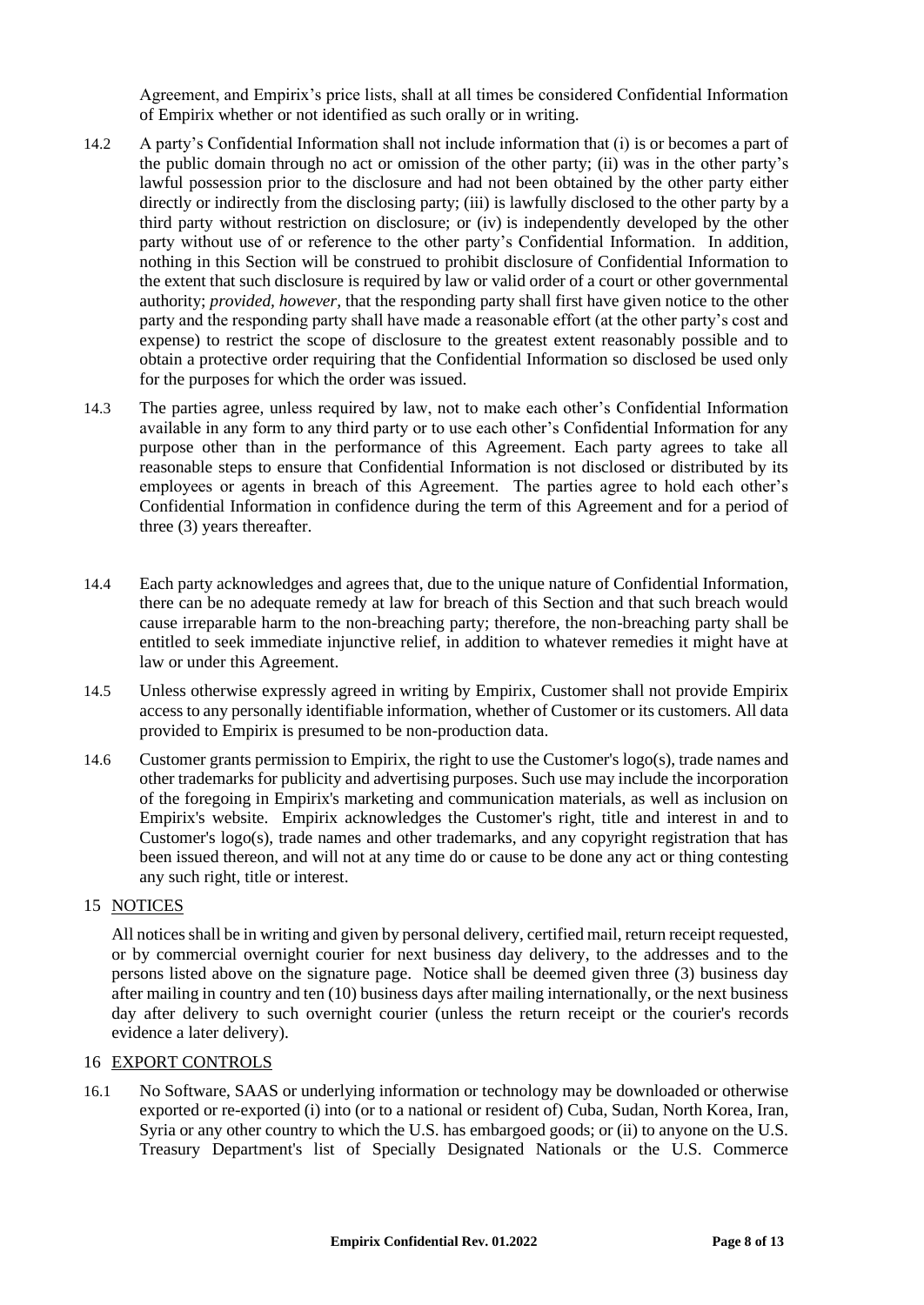Agreement, and Empirix's price lists, shall at all times be considered Confidential Information of Empirix whether or not identified as such orally or in writing.

14.2 A party's Confidential Information shall not include information that (i) is or becomes a part of the public domain through no act or omission of the other party; (ii) was in the other party's lawful possession prior to the disclosure and had not been obtained by the other party either directly or indirectly from the disclosing party; (iii) is lawfully disclosed to the other party by a third party without restriction on disclosure; or (iv) is independently developed by the other party without use of or reference to the other party's Confidential Information. In addition, nothing in this Section will be construed to prohibit disclosure of Confidential Information to the extent that such disclosure is required by law or valid order of a court or other governmental authority; *provided, however*, that the responding party shall first have given notice to the other party and the responding party shall have made a reasonable effort (at the other party's cost and expense) to restrict the scope of disclosure to the greatest extent reasonably possible and to obtain a protective order requiring that the Confidential Information so disclosed be used only for the purposes for which the order was issued.

14.3 The parties agree, unless required by law, not to make each other's Confidential Information available in any form to any third party or to use each other's Confidential Information for any purpose other than in the performance of this Agreement. Each party agrees to take all reasonable steps to ensure that Confidential Information is not disclosed or distributed by its employees or agents in breach of this Agreement. The parties agree to hold each other's Confidential Information in confidence during the term of this Agreement and for a period of three (3) years thereafter.

14.4 Each party acknowledges and agrees that, due to the unique nature of Confidential Information, there can be no adequate remedy at law for breach of this Section and that such breach would cause irreparable harm to the non-breaching party; therefore, the non-breaching party shall be entitled to seek immediate injunctive relief, in addition to whatever remedies it might have at law or under this Agreement.

14.5 Unless otherwise expressly agreed in writing by Empirix, Customer shall not provide Empirix access to any personally identifiable information, whether of Customer or its customers. All data provided to Empirix is presumed to be non-production data.

14.6 Customer grants permission to Empirix, the right to use the Customer's logo(s), trade names and other trademarks for publicity and advertising purposes. Such use may include the incorporation of the foregoing in Empirix's marketing and communication materials, as well as inclusion on Empirix's website. Empirix acknowledges the Customer's right, title and interest in and to Customer's logo(s), trade names and other trademarks, and any copyright registration that has been issued thereon, and will not at any time do or cause to be done any act or thing contesting any such right, title or interest.

## 15 NOTICES

All notices shall be in writing and given by personal delivery, certified mail, return receipt requested, or by commercial overnight courier for next business day delivery, to the addresses and to the persons listed above on the signature page. Notice shall be deemed given three (3) business day after mailing in country and ten (10) business days after mailing internationally, or the next business day after delivery to such overnight courier (unless the return receipt or the courier's records evidence a later delivery).

## 16 EXPORT CONTROLS

16.1 No Software, SAAS or underlying information or technology may be downloaded or otherwise exported or re-exported (i) into (or to a national or resident of) Cuba, Sudan, North Korea, Iran, Syria or any other country to which the U.S. has embargoed goods; or (ii) to anyone on the U.S. Treasury Department's list of Specially Designated Nationals or the U.S. Commerce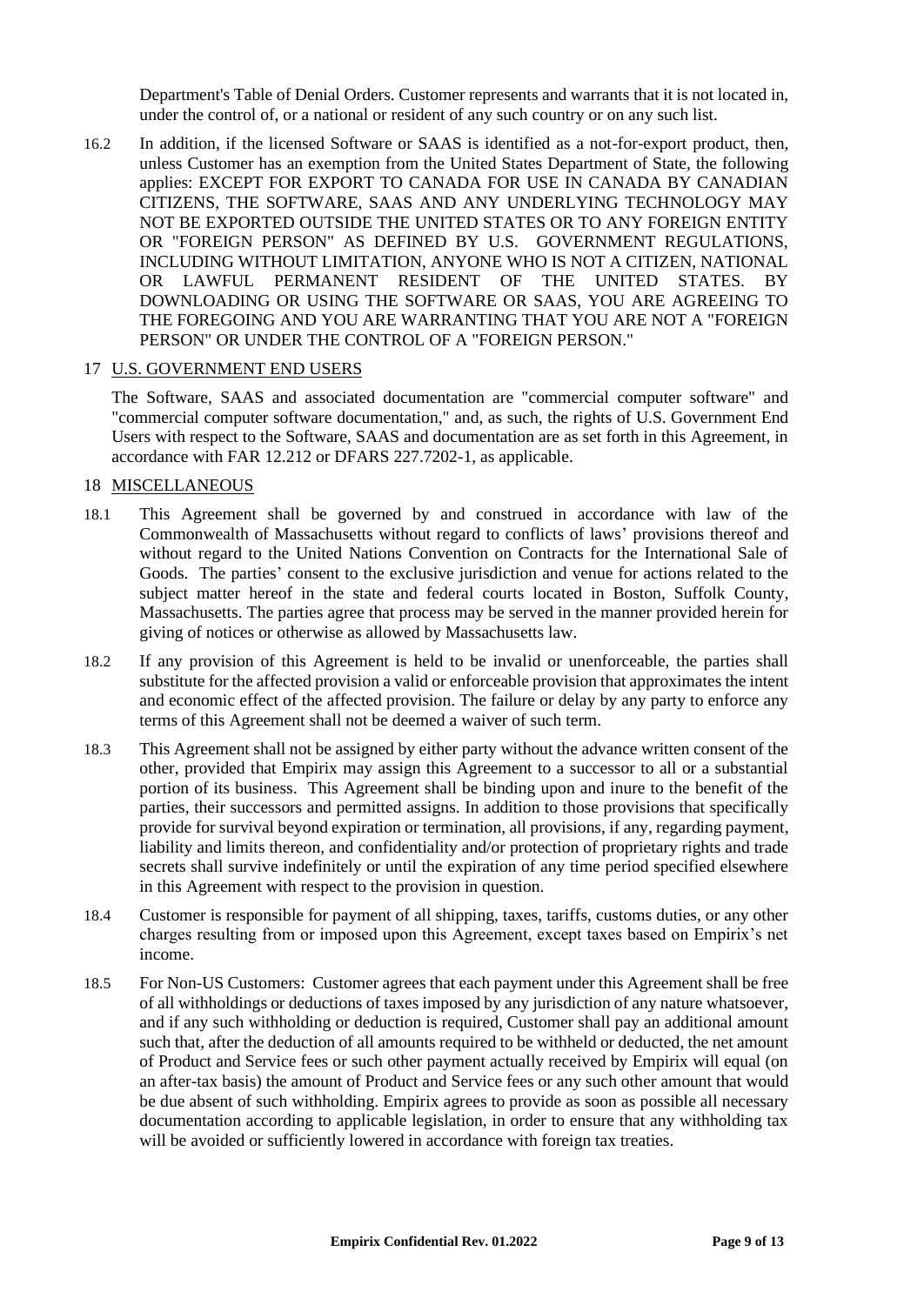Department's Table of Denial Orders. Customer represents and warrants that it is not located in, under the control of, or a national or resident of any such country or on any such list.

16.2 In addition, if the licensed Software or SAAS is identified as a not-for-export product, then, unless Customer has an exemption from the United States Department of State, the following applies: EXCEPT FOR EXPORT TO CANADA FOR USE IN CANADA BY CANADIAN CITIZENS, THE SOFTWARE, SAAS AND ANY UNDERLYING TECHNOLOGY MAY NOT BE EXPORTED OUTSIDE THE UNITED STATES OR TO ANY FOREIGN ENTITY OR "FOREIGN PERSON" AS DEFINED BY U.S. GOVERNMENT REGULATIONS, INCLUDING WITHOUT LIMITATION, ANYONE WHO IS NOT A CITIZEN, NATIONAL OR LAWFUL PERMANENT RESIDENT OF THE UNITED STATES. BY DOWNLOADING OR USING THE SOFTWARE OR SAAS, YOU ARE AGREEING TO THE FOREGOING AND YOU ARE WARRANTING THAT YOU ARE NOT A "FOREIGN PERSON" OR UNDER THE CONTROL OF A "FOREIGN PERSON."

## 17 U.S. GOVERNMENT END USERS

The Software, SAAS and associated documentation are "commercial computer software" and "commercial computer software documentation," and, as such, the rights of U.S. Government End Users with respect to the Software, SAAS and documentation are as set forth in this Agreement, in accordance with FAR 12.212 or DFARS 227.7202-1, as applicable.

## 18 MISCELLANEOUS

18.1 This Agreement shall be governed by and construed in accordance with law of the Commonwealth of Massachusetts without regard to conflicts of laws' provisions thereof and without regard to the United Nations Convention on Contracts for the International Sale of Goods. The parties' consent to the exclusive jurisdiction and venue for actions related to the subject matter hereof in the state and federal courts located in Boston, Suffolk County, Massachusetts. The parties agree that process may be served in the manner provided herein for giving of notices or otherwise as allowed by Massachusetts law.

18.2 If any provision of this Agreement is held to be invalid or unenforceable, the parties shall substitute for the affected provision a valid or enforceable provision that approximates the intent and economic effect of the affected provision. The failure or delay by any party to enforce any terms of this Agreement shall not be deemed a waiver of such term.

18.3 This Agreement shall not be assigned by either party without the advance written consent of the other, provided that Empirix may assign this Agreement to a successor to all or a substantial portion of its business. This Agreement shall be binding upon and inure to the benefit of the parties, their successors and permitted assigns. In addition to those provisions that specifically provide for survival beyond expiration or termination, all provisions, if any, regarding payment, liability and limits thereon, and confidentiality and/or protection of proprietary rights and trade secrets shall survive indefinitely or until the expiration of any time period specified elsewhere in this Agreement with respect to the provision in question.

18.4 Customer is responsible for payment of all shipping, taxes, tariffs, customs duties, or any other charges resulting from or imposed upon this Agreement, except taxes based on Empirix's net income.

18.5 For Non-US Customers: Customer agrees that each payment under this Agreement shall be free of all withholdings or deductions of taxes imposed by any jurisdiction of any nature whatsoever, and if any such withholding or deduction is required, Customer shall pay an additional amount such that, after the deduction of all amounts required to be withheld or deducted, the net amount of Product and Service fees or such other payment actually received by Empirix will equal (on an after-tax basis) the amount of Product and Service fees or any such other amount that would be due absent of such withholding. Empirix agrees to provide as soon as possible all necessary documentation according to applicable legislation, in order to ensure that any withholding tax will be avoided or sufficiently lowered in accordance with foreign tax treaties.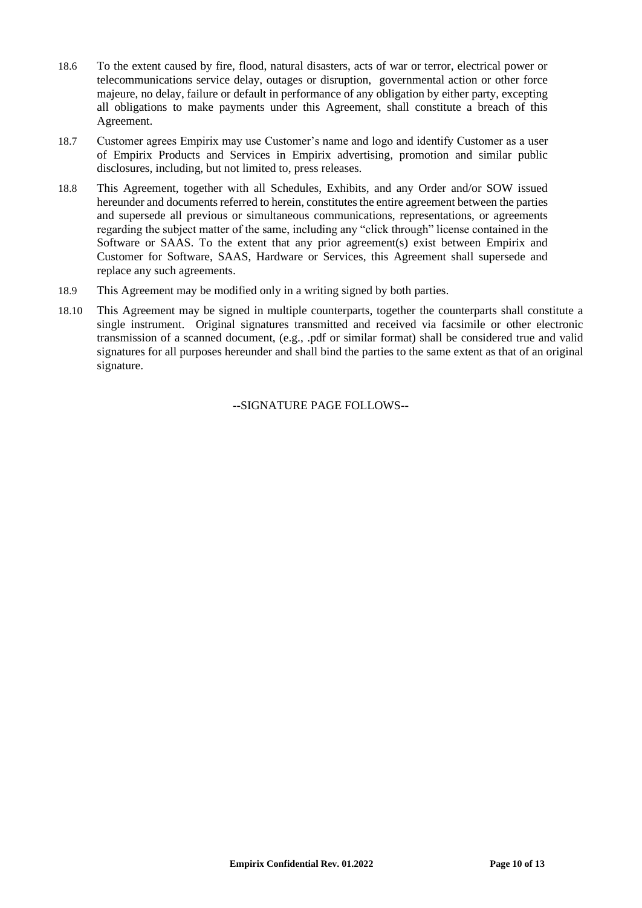18.6 To the extent caused by fire, flood, natural disasters, acts of war or terror, electrical power or telecommunications service delay, outages or disruption, governmental action or other force majeure, no delay, failure or default in performance of any obligation by either party, excepting all obligations to make payments under this Agreement, shall constitute a breach of this Agreement.

18.7 Customer agrees Empirix may use Customer's name and logo and identify Customer as a user of Empirix Products and Services in Empirix advertising, promotion and similar public disclosures, including, but not limited to, press releases.

18.8 This Agreement, together with all Schedules, Exhibits, and any Order and/or SOW issued hereunder and documents referred to herein, constitutes the entire agreement between the parties and supersede all previous or simultaneous communications, representations, or agreements regarding the subject matter of the same, including any "click through" license contained in the Software or SAAS. To the extent that any prior agreement(s) exist between Empirix and Customer for Software, SAAS, Hardware or Services, this Agreement shall supersede and replace any such agreements.

18.9 This Agreement may be modified only in a writing signed by both parties.

18.10 This Agreement may be signed in multiple counterparts, together the counterparts shall constitute a single instrument. Original signatures transmitted and received via facsimile or other electronic transmission of a scanned document, (e.g., .pdf or similar format) shall be considered true and valid signatures for all purposes hereunder and shall bind the parties to the same extent as that of an original signature.

--SIGNATURE PAGE FOLLOWS--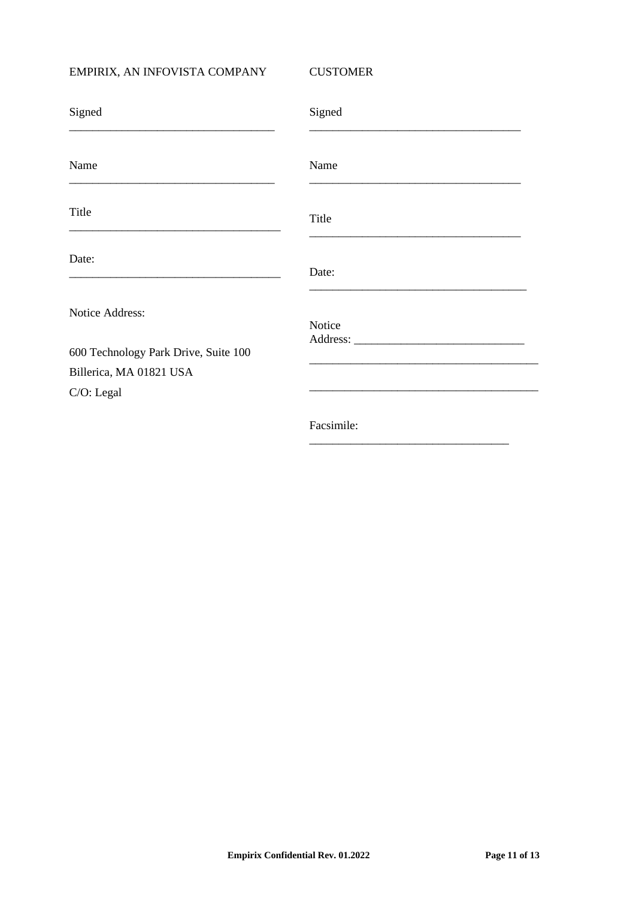| EMPIRIX, AN INFOVISTA COMPANY | CUSTOMER |
| --- | --- |
| Signed ___________________________________ | Signed ___________________________________ |
| Name ___________________________________ | Name ___________________________________ |
| Title ___________________________________ | Title ___________________________________ |
| Date: ___________________________________ | Date: ___________________________________ |
| Notice Address:<br><br>600 Technology Park Drive, Suite 100<br>Billerica, MA 01821 USA<br>C/O: Legal | Notice Address: _____________________________<br>_______________________________________<br>_______________________________________ |
| | Facsimile: _________________________________ |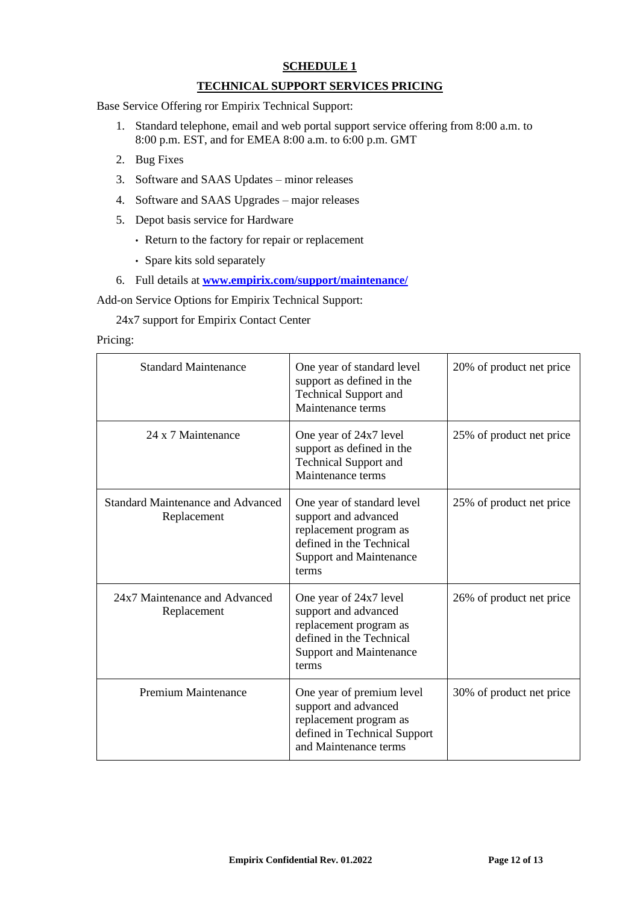## SCHEDULE 1

## TECHNICAL SUPPORT SERVICES PRICING

Base Service Offering ror Empirix Technical Support:

1. Standard telephone, email and web portal support service offering from 8:00 a.m. to 8:00 p.m. EST, and for EMEA 8:00 a.m. to 6:00 p.m. GMT
2. Bug Fixes
3. Software and SAAS Updates – minor releases
4. Software and SAAS Upgrades – major releases
5. Depot basis service for Hardware
   - Return to the factory for repair or replacement
   - Spare kits sold separately
6. Full details at **[www.empirix.com/support/maintenance/](www.empirix.com/support/maintenance/)**

Add-on Service Options for Empirix Technical Support:

24x7 support for Empirix Contact Center

Pricing:

| | | |
|---|---|---|
| Standard Maintenance | One year of standard level support as defined in the Technical Support and Maintenance terms | 20% of product net price |
| 24 x 7 Maintenance | One year of 24x7 level support as defined in the Technical Support and Maintenance terms | 25% of product net price |
| Standard Maintenance and Advanced Replacement | One year of standard level support and advanced replacement program as defined in the Technical Support and Maintenance terms | 25% of product net price |
| 24x7 Maintenance and Advanced Replacement | One year of 24x7 level support and advanced replacement program as defined in the Technical Support and Maintenance terms | 26% of product net price |
| Premium Maintenance | One year of premium level support and advanced replacement program as defined in Technical Support and Maintenance terms | 30% of product net price |

**Empirix Confidential Rev. 01.2022**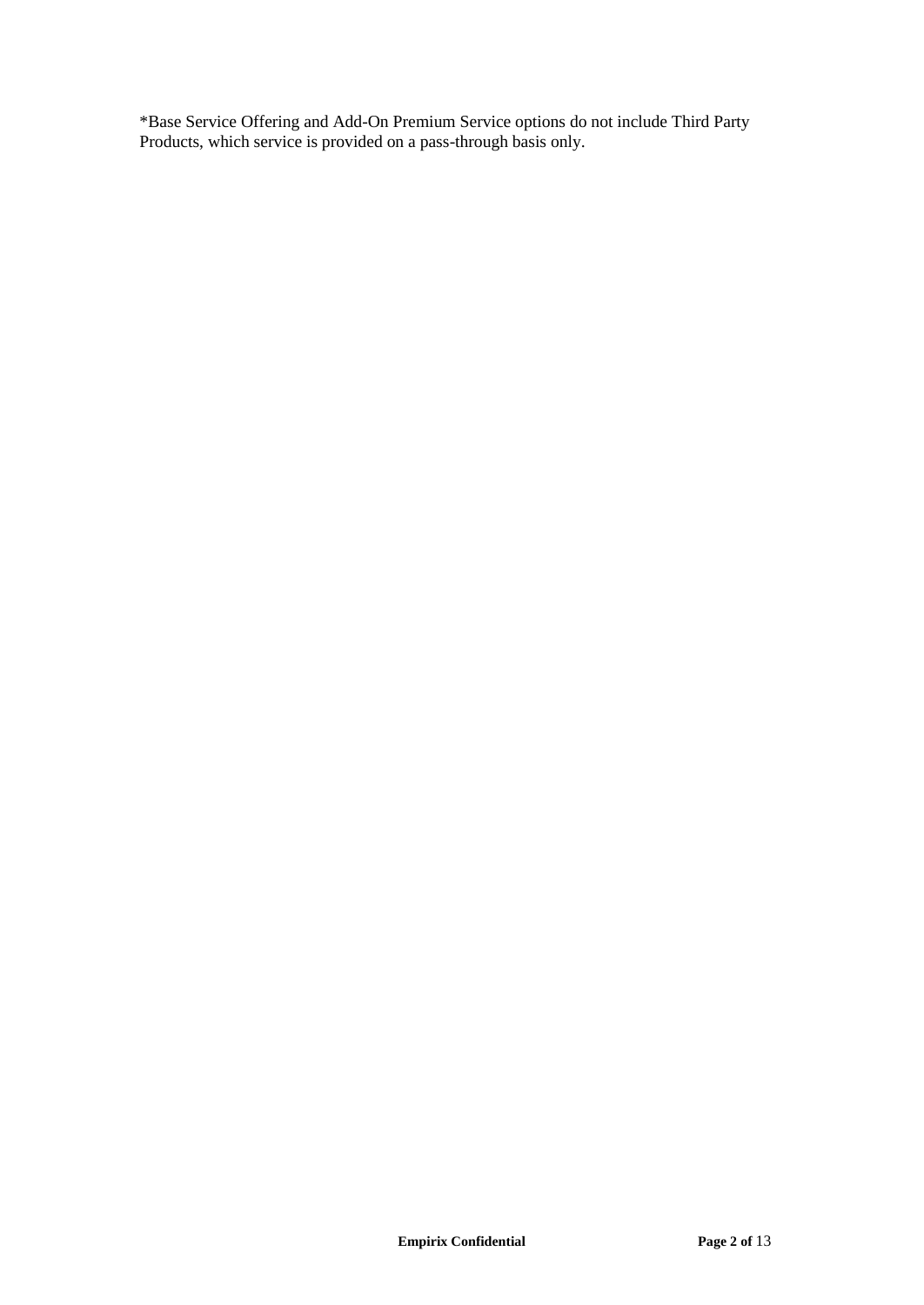*Base Service Offering and Add-On Premium Service options do not include Third Party Products, which service is provided on a pass-through basis only.